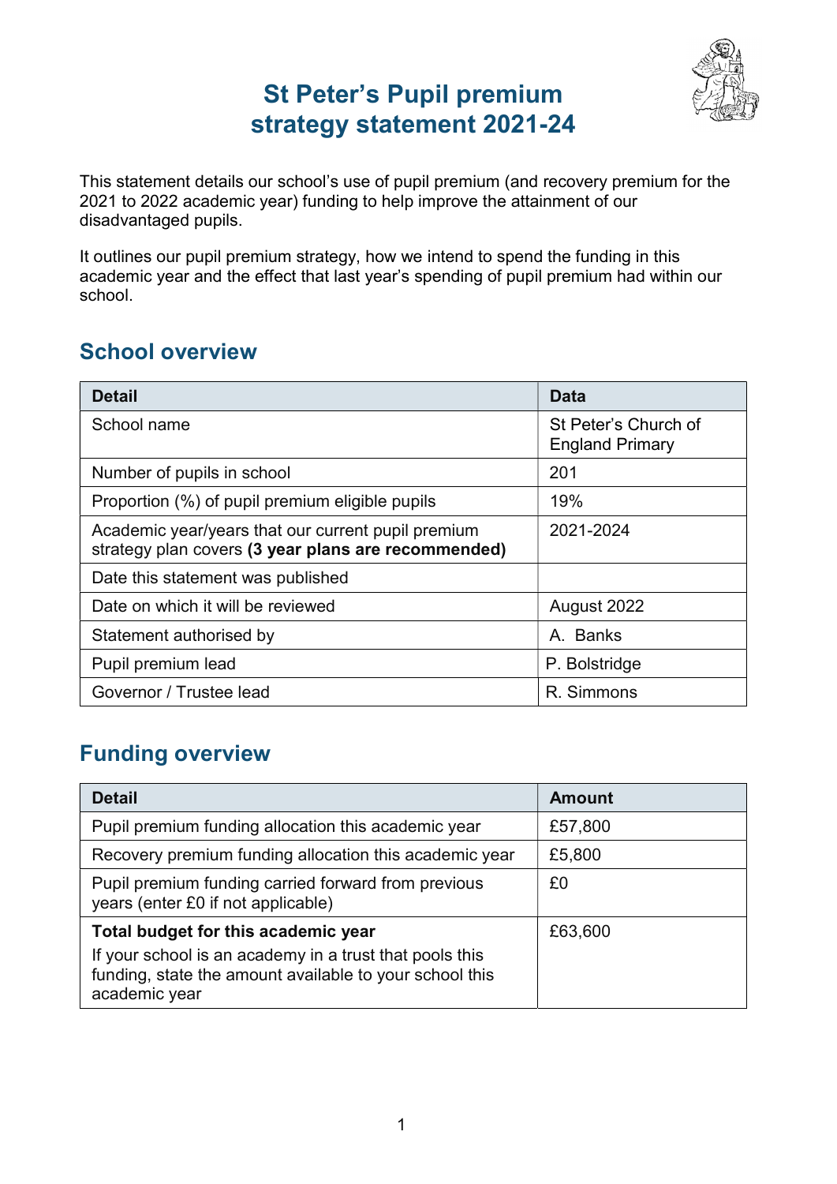# St Peter's Pupil premium strategy statement 2021-24

This statement details our school's use of pupil premium (and recovery premium for the 2021 to 2022 academic year) funding to help improve the attainment of our disadvantaged pupils.

It outlines our pupil premium strategy, how we intend to spend the funding in this academic year and the effect that last year's spending of pupil premium had within our school.

## School overview

| Detail | Data |
|---|---|
| School name | St Peter's Church of England Primary |
| Number of pupils in school | 201 |
| Proportion (%) of pupil premium eligible pupils | 19% |
| Academic year/years that our current pupil premium strategy plan covers **(3 year plans are recommended)** | 2021-2024 |
| Date this statement was published | |
| Date on which it will be reviewed | August 2022 |
| Statement authorised by | A. Banks |
| Pupil premium lead | P. Bolstridge |
| Governor / Trustee lead | R. Simmons |

## Funding overview

| Detail | Amount |
|---|---|
| Pupil premium funding allocation this academic year | £57,800 |
| Recovery premium funding allocation this academic year | £5,800 |
| Pupil premium funding carried forward from previous years (enter £0 if not applicable) | £0 |
| **Total budget for this academic year**<br>If your school is an academy in a trust that pools this funding, state the amount available to your school this academic year | £63,600 |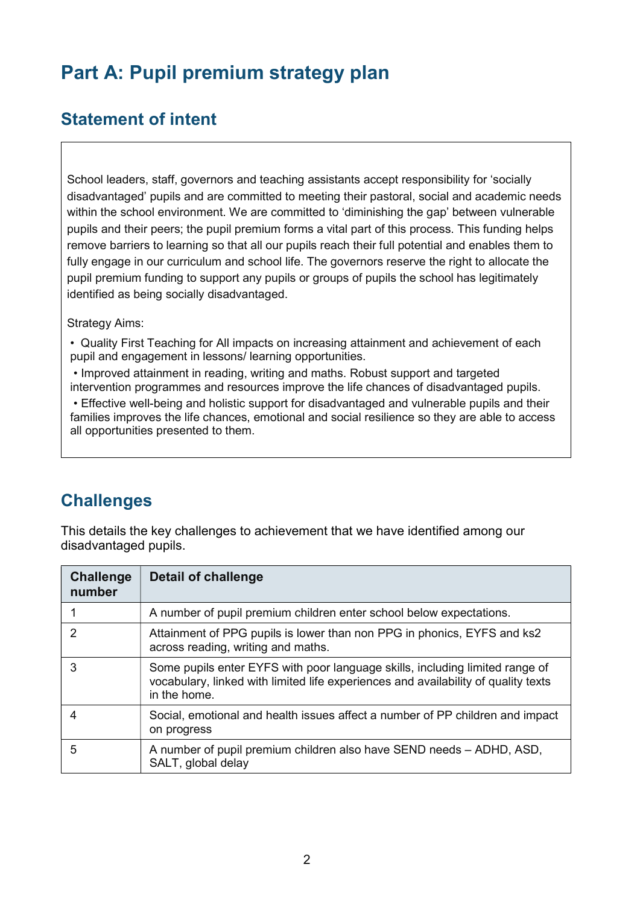# Part A: Pupil premium strategy plan

## Statement of intent

School leaders, staff, governors and teaching assistants accept responsibility for 'socially disadvantaged' pupils and are committed to meeting their pastoral, social and academic needs within the school environment. We are committed to 'diminishing the gap' between vulnerable pupils and their peers; the pupil premium forms a vital part of this process. This funding helps remove barriers to learning so that all our pupils reach their full potential and enables them to fully engage in our curriculum and school life. The governors reserve the right to allocate the pupil premium funding to support any pupils or groups of pupils the school has legitimately identified as being socially disadvantaged.

Strategy Aims:

- Quality First Teaching for All impacts on increasing attainment and achievement of each pupil and engagement in lessons/ learning opportunities.
- Improved attainment in reading, writing and maths. Robust support and targeted intervention programmes and resources improve the life chances of disadvantaged pupils.
- Effective well-being and holistic support for disadvantaged and vulnerable pupils and their families improves the life chances, emotional and social resilience so they are able to access all opportunities presented to them.

## Challenges

This details the key challenges to achievement that we have identified among our disadvantaged pupils.

| Challenge number | Detail of challenge |
|---|---|
| 1 | A number of pupil premium children enter school below expectations. |
| 2 | Attainment of PPG pupils is lower than non PPG in phonics, EYFS and ks2 across reading, writing and maths. |
| 3 | Some pupils enter EYFS with poor language skills, including limited range of vocabulary, linked with limited life experiences and availability of quality texts in the home. |
| 4 | Social, emotional and health issues affect a number of PP children and impact on progress |
| 5 | A number of pupil premium children also have SEND needs – ADHD, ASD, SALT, global delay |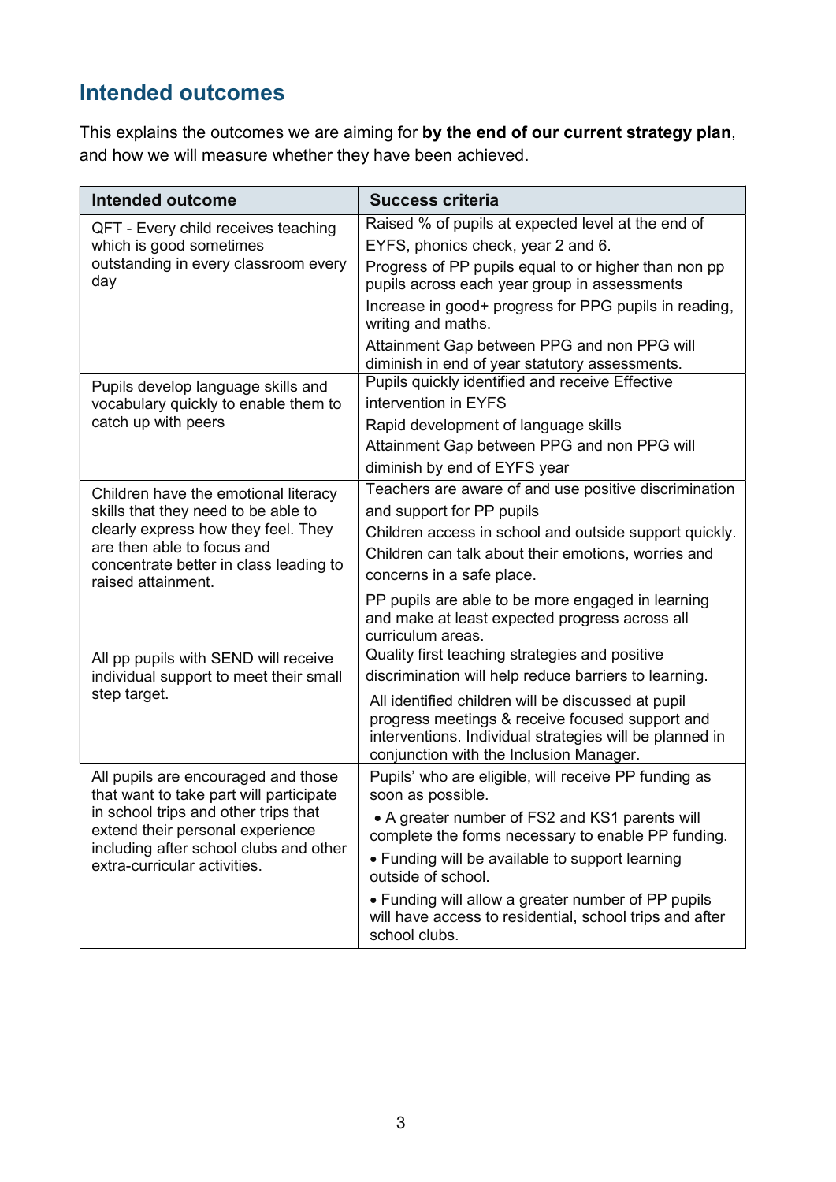## Intended outcomes

This explains the outcomes we are aiming for **by the end of our current strategy plan**, and how we will measure whether they have been achieved.

| Intended outcome | Success criteria |
|---|---|
| QFT - Every child receives teaching which is good sometimes outstanding in every classroom every day | Raised % of pupils at expected level at the end of EYFS, phonics check, year 2 and 6.<br>Progress of PP pupils equal to or higher than non pp pupils across each year group in assessments<br>Increase in good+ progress for PPG pupils in reading, writing and maths.<br>Attainment Gap between PPG and non PPG will diminish in end of year statutory assessments. |
| Pupils develop language skills and vocabulary quickly to enable them to catch up with peers | Pupils quickly identified and receive Effective intervention in EYFS<br>Rapid development of language skills<br>Attainment Gap between PPG and non PPG will diminish by end of EYFS year |
| Children have the emotional literacy skills that they need to be able to clearly express how they feel. They are then able to focus and concentrate better in class leading to raised attainment. | Teachers are aware of and use positive discrimination and support for PP pupils<br>Children access in school and outside support quickly.<br>Children can talk about their emotions, worries and concerns in a safe place.<br>PP pupils are able to be more engaged in learning and make at least expected progress across all curriculum areas. |
| All pp pupils with SEND will receive individual support to meet their small step target. | Quality first teaching strategies and positive discrimination will help reduce barriers to learning.<br>All identified children will be discussed at pupil progress meetings & receive focused support and interventions. Individual strategies will be planned in conjunction with the Inclusion Manager. |
| All pupils are encouraged and those that want to take part will participate in school trips and other trips that extend their personal experience including after school clubs and other extra-curricular activities. | Pupils' who are eligible, will receive PP funding as soon as possible.<br>• A greater number of FS2 and KS1 parents will complete the forms necessary to enable PP funding.<br>• Funding will be available to support learning outside of school.<br>• Funding will allow a greater number of PP pupils will have access to residential, school trips and after school clubs. |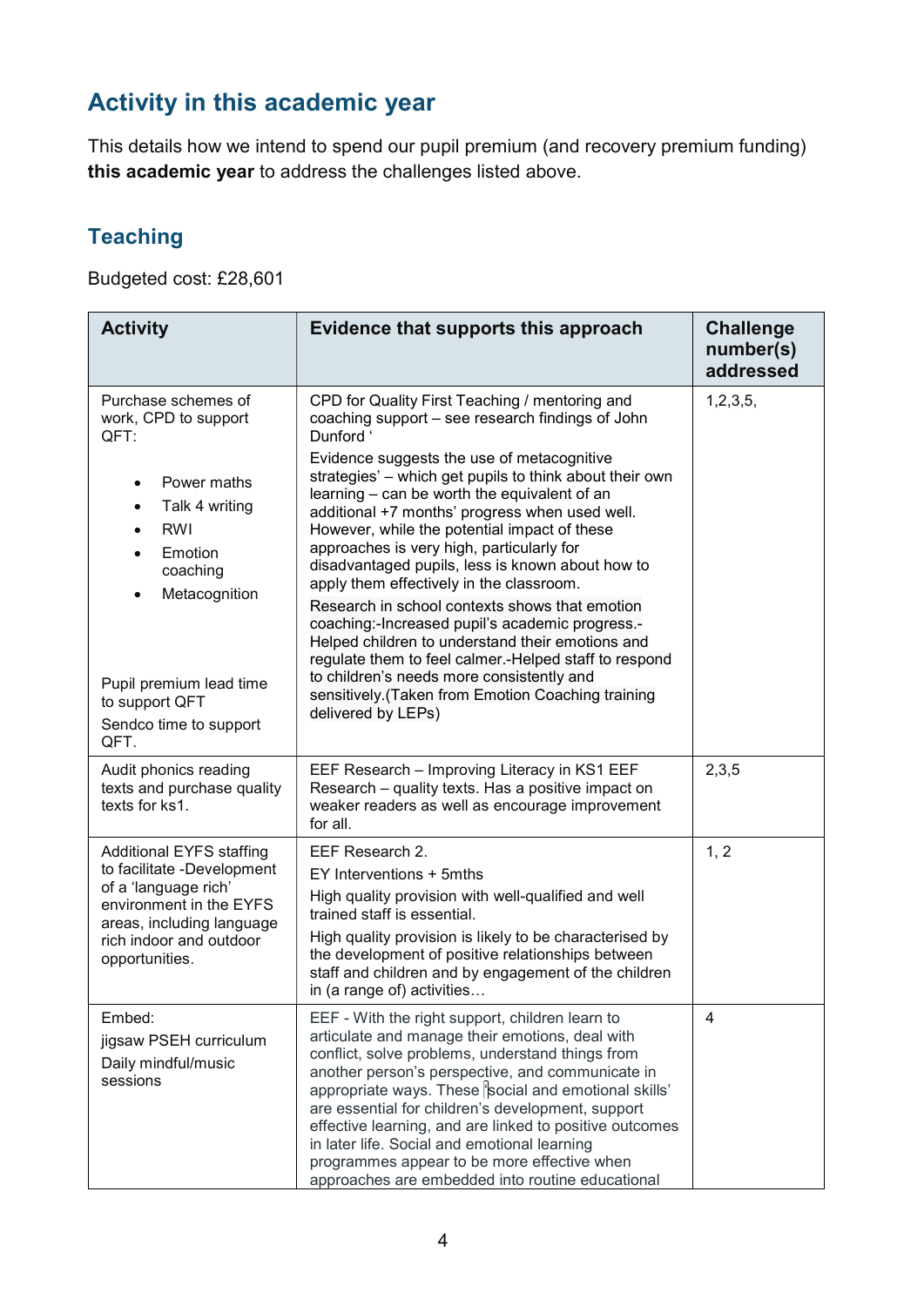## Activity in this academic year

This details how we intend to spend our pupil premium (and recovery premium funding) **this academic year** to address the challenges listed above.

### Teaching

Budgeted cost: £28,601

| Activity | Evidence that supports this approach | Challenge number(s) addressed |
|---|---|---|
| Purchase schemes of work, CPD to support QFT:<br><ul><li>Power maths</li><li>Talk 4 writing</li><li>RWI</li><li>Emotion coaching</li><li>Metacognition</li></ul>Pupil premium lead time to support QFT<br>Sendco time to support QFT. | CPD for Quality First Teaching / mentoring and coaching support – see research findings of John Dunford ‘<br>Evidence suggests the use of metacognitive strategies' – which get pupils to think about their own learning – can be worth the equivalent of an additional +7 months' progress when used well. However, while the potential impact of these approaches is very high, particularly for disadvantaged pupils, less is known about how to apply them effectively in the classroom.<br>Research in school contexts shows that emotion coaching:-Increased pupil's academic progress.-Helped children to understand their emotions and regulate them to feel calmer.-Helped staff to respond to children's needs more consistently and sensitively.(Taken from Emotion Coaching training delivered by LEPs) | 1,2,3,5, |
| Audit phonics reading texts and purchase quality texts for ks1. | EEF Research – Improving Literacy in KS1 EEF Research – quality texts. Has a positive impact on weaker readers as well as encourage improvement for all. | 2,3,5 |
| Additional EYFS staffing to facilitate -Development of a 'language rich' environment in the EYFS areas, including language rich indoor and outdoor opportunities. | EEF Research 2.<br>EY Interventions + 5mths<br>High quality provision with well-qualified and well trained staff is essential.<br>High quality provision is likely to be characterised by the development of positive relationships between staff and children and by engagement of the children in (a range of) activities… | 1, 2 |
| Embed:<br>jigsaw PSEH curriculum<br>Daily mindful/music sessions | EEF - With the right support, children learn to articulate and manage their emotions, deal with conflict, solve problems, understand things from another person's perspective, and communicate in appropriate ways. These 'social and emotional skills' are essential for children's development, support effective learning, and are linked to positive outcomes in later life. Social and emotional learning programmes appear to be more effective when approaches are embedded into routine educational | 4 |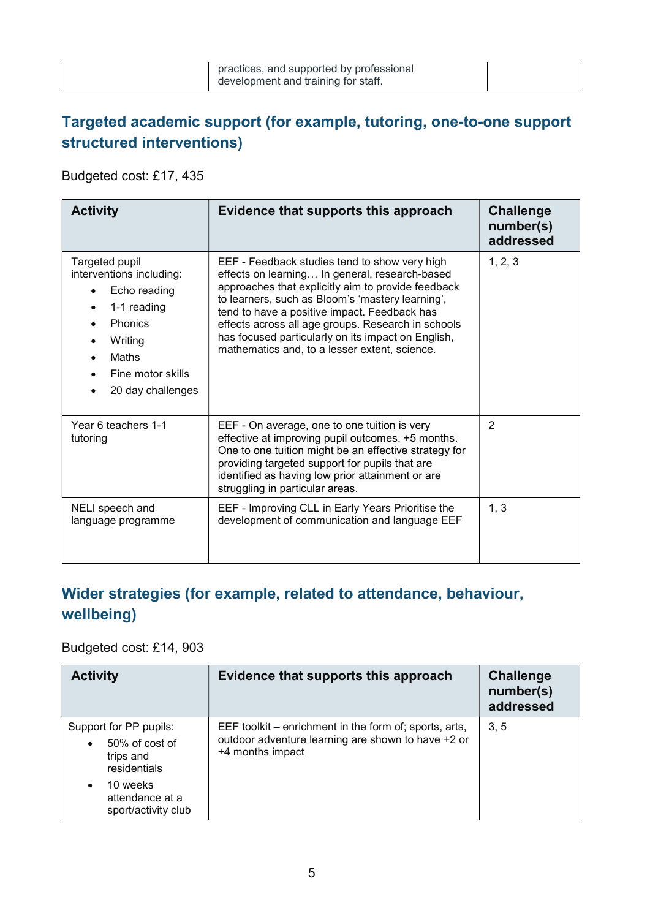| | practices, and supported by professional development and training for staff. | |
|---|---|---|

## Targeted academic support (for example, tutoring, one-to-one support structured interventions)

Budgeted cost: £17, 435

| Activity | Evidence that supports this approach | Challenge number(s) addressed |
|---|---|---|
| Targeted pupil interventions including:<br>• Echo reading<br>• 1-1 reading<br>• Phonics<br>• Writing<br>• Maths<br>• Fine motor skills<br>• 20 day challenges | EEF - Feedback studies tend to show very high effects on learning… In general, research-based approaches that explicitly aim to provide feedback to learners, such as Bloom's 'mastery learning', tend to have a positive impact. Feedback has effects across all age groups. Research in schools has focused particularly on its impact on English, mathematics and, to a lesser extent, science. | 1, 2, 3 |
| Year 6 teachers 1-1 tutoring | EEF - On average, one to one tuition is very effective at improving pupil outcomes. +5 months. One to one tuition might be an effective strategy for providing targeted support for pupils that are identified as having low prior attainment or are struggling in particular areas. | 2 |
| NELI speech and language programme | EEF - Improving CLL in Early Years Prioritise the development of communication and language EEF | 1, 3 |

## Wider strategies (for example, related to attendance, behaviour, wellbeing)

Budgeted cost: £14, 903

| Activity | Evidence that supports this approach | Challenge number(s) addressed |
|---|---|---|
| Support for PP pupils:<br>• 50% of cost of trips and residentials<br>• 10 weeks attendance at a sport/activity club | EEF toolkit – enrichment in the form of; sports, arts, outdoor adventure learning are shown to have +2 or +4 months impact | 3, 5 |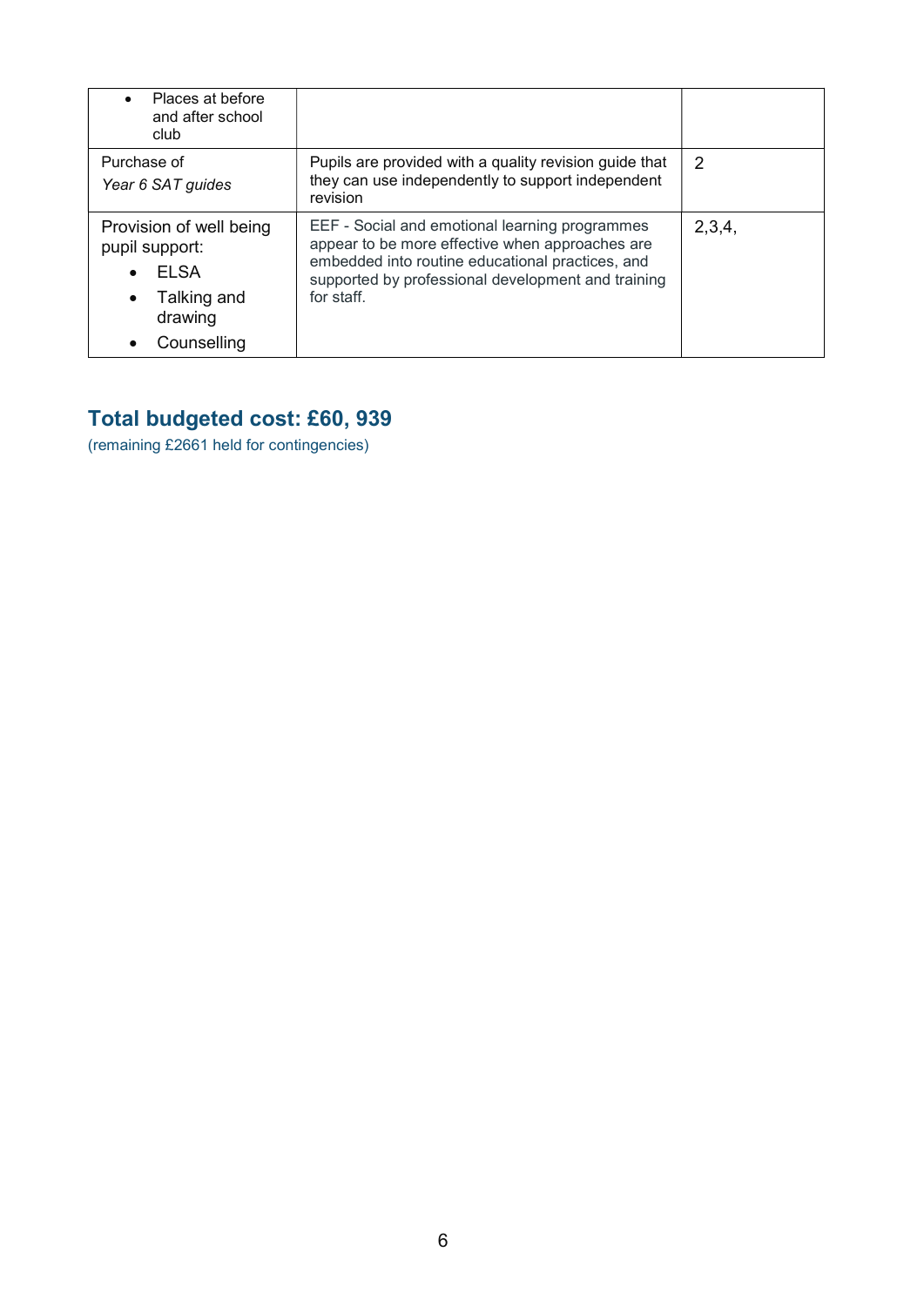| | | |
|---|---|---|
| • Places at before and after school club | | |
| Purchase of *Year 6 SAT guides* | Pupils are provided with a quality revision guide that they can use independently to support independent revision | 2 |
| Provision of well being pupil support: • ELSA • Talking and drawing • Counselling | EEF - Social and emotional learning programmes appear to be more effective when approaches are embedded into routine educational practices, and supported by professional development and training for staff. | 2,3,4, |

## Total budgeted cost: £60, 939

(remaining £2661 held for contingencies)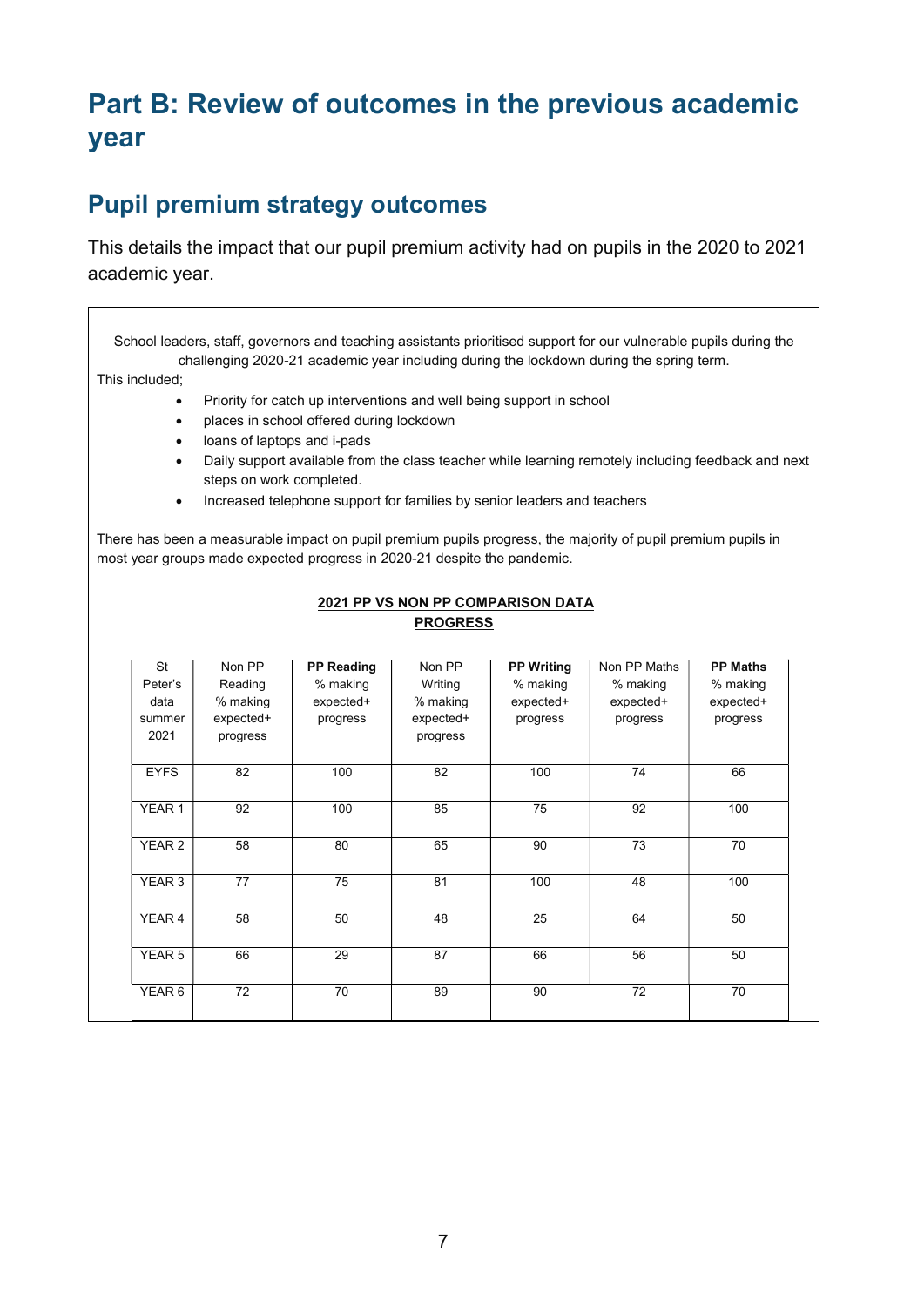# Part B: Review of outcomes in the previous academic year

## Pupil premium strategy outcomes

This details the impact that our pupil premium activity had on pupils in the 2020 to 2021 academic year.

School leaders, staff, governors and teaching assistants prioritised support for our vulnerable pupils during the challenging 2020-21 academic year including during the lockdown during the spring term.

This included;

- Priority for catch up interventions and well being support in school
- places in school offered during lockdown
- loans of laptops and i-pads
- Daily support available from the class teacher while learning remotely including feedback and next steps on work completed.
- Increased telephone support for families by senior leaders and teachers

There has been a measurable impact on pupil premium pupils progress, the majority of pupil premium pupils in most year groups made expected progress in 2020-21 despite the pandemic.

**2021 PP VS NON PP COMPARISON DATA PROGRESS**

| St Peter's data summer 2021 | Non PP Reading % making expected+ progress | **PP Reading** % making expected+ progress | Non PP Writing % making expected+ progress | **PP Writing** % making expected+ progress | Non PP Maths % making expected+ progress | **PP Maths** % making expected+ progress |
|---|---|---|---|---|---|---|
| EYFS | 82 | 100 | 82 | 100 | 74 | 66 |
| YEAR 1 | 92 | 100 | 85 | 75 | 92 | 100 |
| YEAR 2 | 58 | 80 | 65 | 90 | 73 | 70 |
| YEAR 3 | 77 | 75 | 81 | 100 | 48 | 100 |
| YEAR 4 | 58 | 50 | 48 | 25 | 64 | 50 |
| YEAR 5 | 66 | 29 | 87 | 66 | 56 | 50 |
| YEAR 6 | 72 | 70 | 89 | 90 | 72 | 70 |